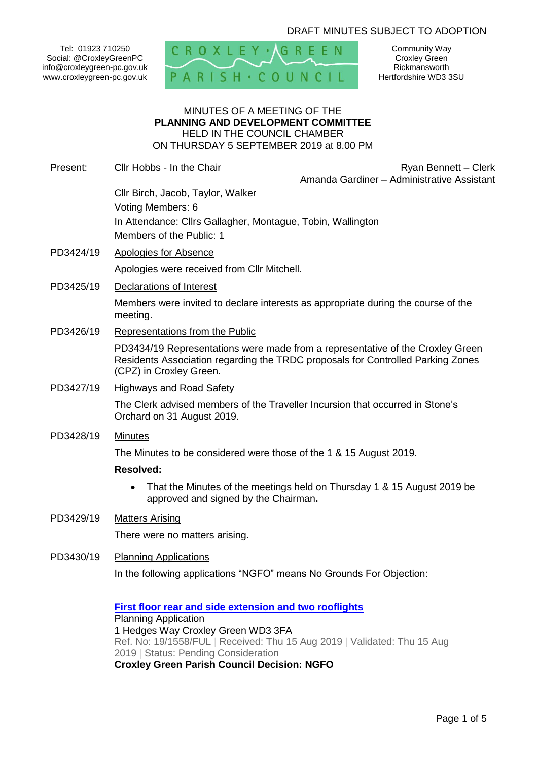DRAFT MINUTES SUBJECT TO ADOPTION

Tel: 01923 710250
Social: @CroxleyGreenPC
info@croxleygreen-pc.gov.uk
www.croxleygreen-pc.gov.uk

CROXLEY GREEN PARISH COUNCIL

Community Way
Croxley Green
Rickmansworth
Hertfordshire WD3 3SU

MINUTES OF A MEETING OF THE
**PLANNING AND DEVELOPMENT COMMITTEE**
HELD IN THE COUNCIL CHAMBER
ON THURSDAY 5 SEPTEMBER 2019 at 8.00 PM

Present: Cllr Hobbs - In the Chair

Ryan Bennett – Clerk
Amanda Gardiner – Administrative Assistant

Cllr Birch, Jacob, Taylor, Walker
Voting Members: 6
In Attendance: Cllrs Gallagher, Montague, Tobin, Wallington
Members of the Public: 1

PD3424/19 Apologies for Absence

Apologies were received from Cllr Mitchell.

PD3425/19 Declarations of Interest

Members were invited to declare interests as appropriate during the course of the meeting.

PD3426/19 Representations from the Public

PD3434/19 Representations were made from a representative of the Croxley Green Residents Association regarding the TRDC proposals for Controlled Parking Zones (CPZ) in Croxley Green.

PD3427/19 Highways and Road Safety

The Clerk advised members of the Traveller Incursion that occurred in Stone's Orchard on 31 August 2019.

PD3428/19 Minutes

The Minutes to be considered were those of the 1 & 15 August 2019.

**Resolved:**

- That the Minutes of the meetings held on Thursday 1 & 15 August 2019 be approved and signed by the Chairman**.**

PD3429/19 Matters Arising

There were no matters arising.

PD3430/19 Planning Applications

In the following applications "NGFO" means No Grounds For Objection:

**First floor rear and side extension and two rooflights**
Planning Application
1 Hedges Way Croxley Green WD3 3FA
Ref. No: 19/1558/FUL | Received: Thu 15 Aug 2019 | Validated: Thu 15 Aug 2019 | Status: Pending Consideration
**Croxley Green Parish Council Decision: NGFO**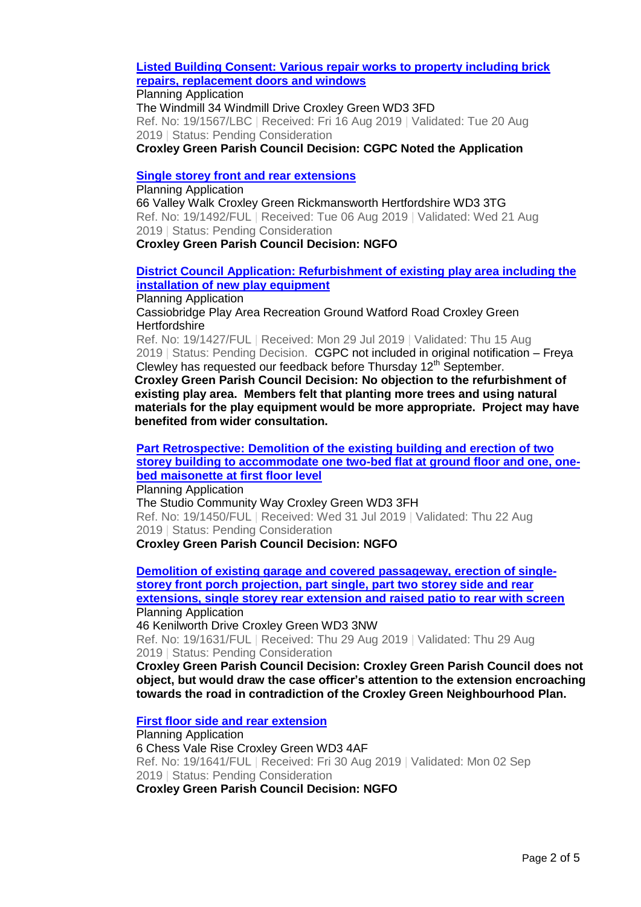**Listed Building Consent: Various repair works to property including brick repairs, replacement doors and windows**

Planning Application

The Windmill 34 Windmill Drive Croxley Green WD3 3FD

Ref. No: 19/1567/LBC | Received: Fri 16 Aug 2019 | Validated: Tue 20 Aug 2019 | Status: Pending Consideration

**Croxley Green Parish Council Decision: CGPC Noted the Application**

**Single storey front and rear extensions**

Planning Application

66 Valley Walk Croxley Green Rickmansworth Hertfordshire WD3 3TG

Ref. No: 19/1492/FUL | Received: Tue 06 Aug 2019 | Validated: Wed 21 Aug 2019 | Status: Pending Consideration

**Croxley Green Parish Council Decision: NGFO**

**District Council Application: Refurbishment of existing play area including the installation of new play equipment**

Planning Application

Cassiobridge Play Area Recreation Ground Watford Road Croxley Green Hertfordshire

Ref. No: 19/1427/FUL | Received: Mon 29 Jul 2019 | Validated: Thu 15 Aug 2019 | Status: Pending Decision. CGPC not included in original notification – Freya Clewley has requested our feedback before Thursday 12th September.

**Croxley Green Parish Council Decision: No objection to the refurbishment of existing play area. Members felt that planting more trees and using natural materials for the play equipment would be more appropriate. Project may have benefited from wider consultation.**

**Part Retrospective: Demolition of the existing building and erection of two storey building to accommodate one two-bed flat at ground floor and one, one-bed maisonette at first floor level**

Planning Application

The Studio Community Way Croxley Green WD3 3FH

Ref. No: 19/1450/FUL | Received: Wed 31 Jul 2019 | Validated: Thu 22 Aug 2019 | Status: Pending Consideration

**Croxley Green Parish Council Decision: NGFO**

**Demolition of existing garage and covered passageway, erection of single-storey front porch projection, part single, part two storey side and rear extensions, single storey rear extension and raised patio to rear with screen**

Planning Application

46 Kenilworth Drive Croxley Green WD3 3NW

Ref. No: 19/1631/FUL | Received: Thu 29 Aug 2019 | Validated: Thu 29 Aug 2019 | Status: Pending Consideration

**Croxley Green Parish Council Decision: Croxley Green Parish Council does not object, but would draw the case officer's attention to the extension encroaching towards the road in contradiction of the Croxley Green Neighbourhood Plan.**

**First floor side and rear extension**

Planning Application

6 Chess Vale Rise Croxley Green WD3 4AF

Ref. No: 19/1641/FUL | Received: Fri 30 Aug 2019 | Validated: Mon 02 Sep 2019 | Status: Pending Consideration

**Croxley Green Parish Council Decision: NGFO**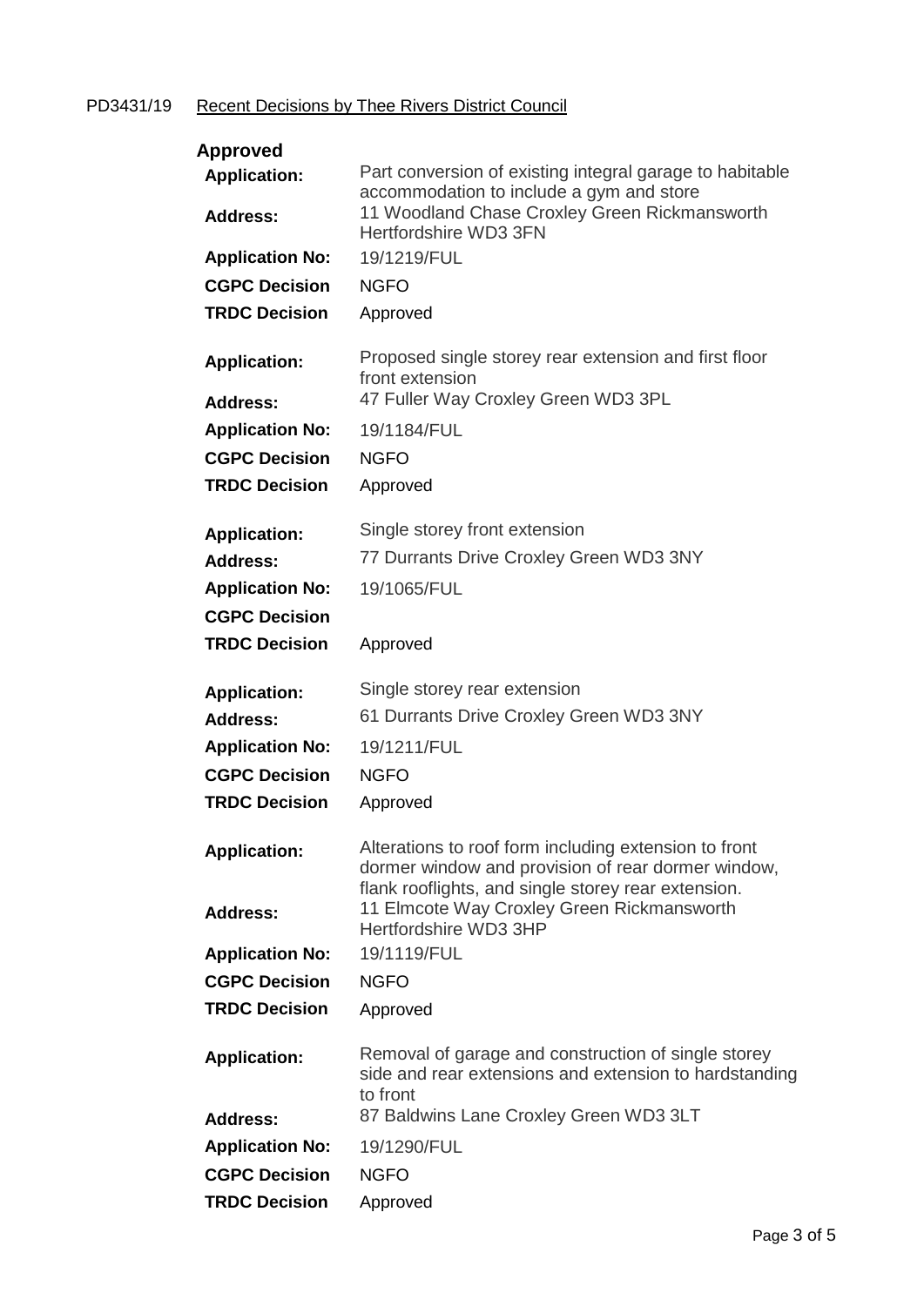PD3431/19 Recent Decisions by Thee Rivers District Council

**Approved**

| | |
|---|---|
| **Application:** | Part conversion of existing integral garage to habitable accommodation to include a gym and store |
| **Address:** | 11 Woodland Chase Croxley Green Rickmansworth Hertfordshire WD3 3FN |
| **Application No:** | 19/1219/FUL |
| **CGPC Decision** | NGFO |
| **TRDC Decision** | Approved |

| | |
|---|---|
| **Application:** | Proposed single storey rear extension and first floor front extension |
| **Address:** | 47 Fuller Way Croxley Green WD3 3PL |
| **Application No:** | 19/1184/FUL |
| **CGPC Decision** | NGFO |
| **TRDC Decision** | Approved |

| | |
|---|---|
| **Application:** | Single storey front extension |
| **Address:** | 77 Durrants Drive Croxley Green WD3 3NY |
| **Application No:** | 19/1065/FUL |
| **CGPC Decision** | |
| **TRDC Decision** | Approved |

| | |
|---|---|
| **Application:** | Single storey rear extension |
| **Address:** | 61 Durrants Drive Croxley Green WD3 3NY |
| **Application No:** | 19/1211/FUL |
| **CGPC Decision** | NGFO |
| **TRDC Decision** | Approved |

| | |
|---|---|
| **Application:** | Alterations to roof form including extension to front dormer window and provision of rear dormer window, flank rooflights, and single storey rear extension. |
| **Address:** | 11 Elmcote Way Croxley Green Rickmansworth Hertfordshire WD3 3HP |
| **Application No:** | 19/1119/FUL |
| **CGPC Decision** | NGFO |
| **TRDC Decision** | Approved |

| | |
|---|---|
| **Application:** | Removal of garage and construction of single storey side and rear extensions and extension to hardstanding to front |
| **Address:** | 87 Baldwins Lane Croxley Green WD3 3LT |
| **Application No:** | 19/1290/FUL |
| **CGPC Decision** | NGFO |
| **TRDC Decision** | Approved |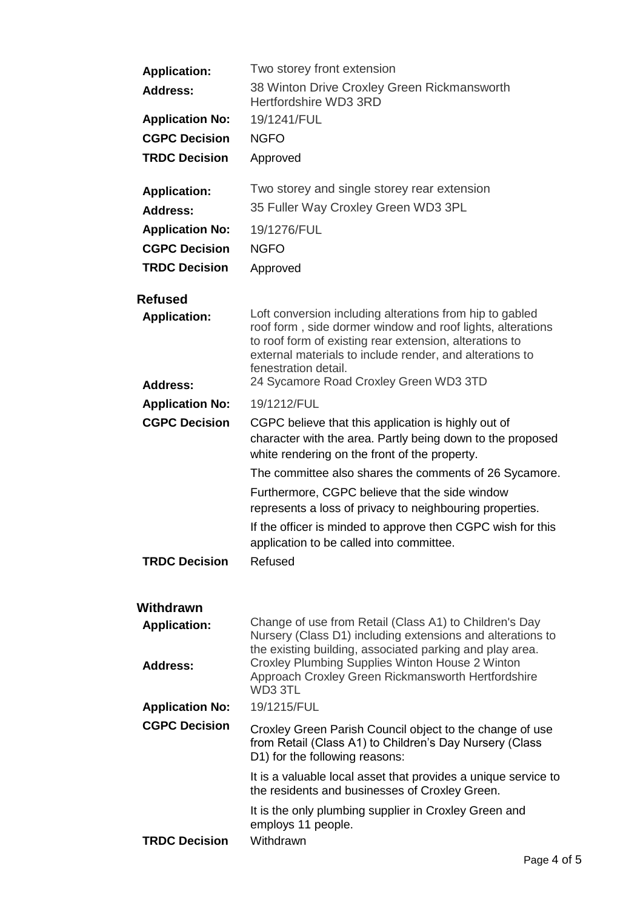| | |
|---|---|
| **Application:** | Two storey front extension |
| **Address:** | 38 Winton Drive Croxley Green Rickmansworth Hertfordshire WD3 3RD |
| **Application No:** | 19/1241/FUL |
| **CGPC Decision** | NGFO |
| **TRDC Decision** | Approved |

| | |
|---|---|
| **Application:** | Two storey and single storey rear extension |
| **Address:** | 35 Fuller Way Croxley Green WD3 3PL |
| **Application No:** | 19/1276/FUL |
| **CGPC Decision** | NGFO |
| **TRDC Decision** | Approved |

## Refused

| | |
|---|---|
| **Application:** | Loft conversion including alterations from hip to gabled roof form , side dormer window and roof lights, alterations to roof form of existing rear extension, alterations to external materials to include render, and alterations to fenestration detail. |
| **Address:** | 24 Sycamore Road Croxley Green WD3 3TD |
| **Application No:** | 19/1212/FUL |
| **CGPC Decision** | CGPC believe that this application is highly out of character with the area. Partly being down to the proposed white rendering on the front of the property.<br><br>The committee also shares the comments of 26 Sycamore.<br><br>Furthermore, CGPC believe that the side window represents a loss of privacy to neighbouring properties.<br><br>If the officer is minded to approve then CGPC wish for this application to be called into committee. |
| **TRDC Decision** | Refused |

## Withdrawn

| | |
|---|---|
| **Application:** | Change of use from Retail (Class A1) to Children's Day Nursery (Class D1) including extensions and alterations to the existing building, associated parking and play area. |
| **Address:** | Croxley Plumbing Supplies Winton House 2 Winton Approach Croxley Green Rickmansworth Hertfordshire WD3 3TL |
| **Application No:** | 19/1215/FUL |
| **CGPC Decision** | Croxley Green Parish Council object to the change of use from Retail (Class A1) to Children's Day Nursery (Class D1) for the following reasons:<br><br>It is a valuable local asset that provides a unique service to the residents and businesses of Croxley Green.<br><br>It is the only plumbing supplier in Croxley Green and employs 11 people. |
| **TRDC Decision** | Withdrawn |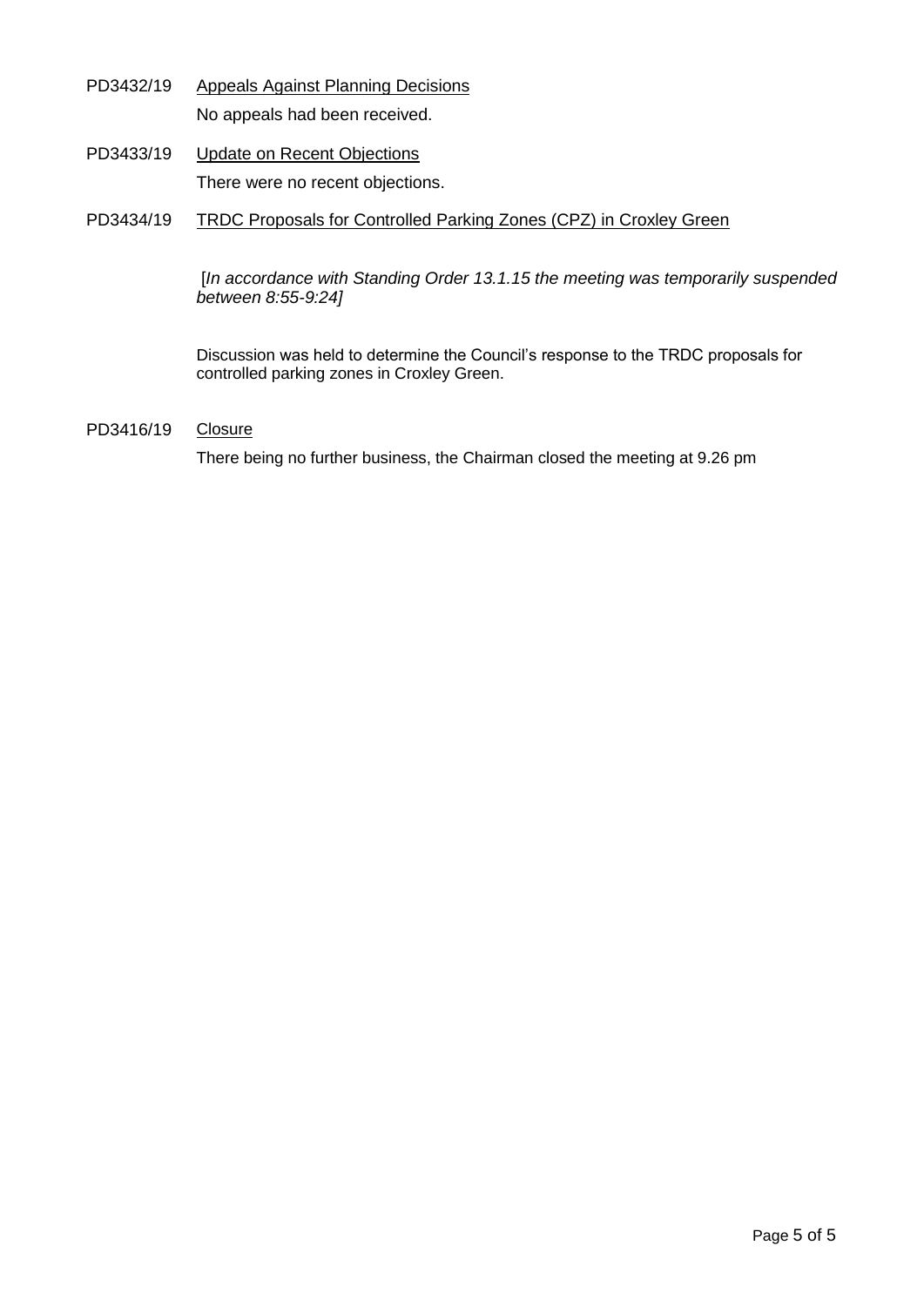PD3432/19 Appeals Against Planning Decisions

No appeals had been received.

PD3433/19 Update on Recent Objections

There were no recent objections.

PD3434/19 TRDC Proposals for Controlled Parking Zones (CPZ) in Croxley Green

[*In accordance with Standing Order 13.1.15 the meeting was temporarily suspended between 8:55-9:24]*

Discussion was held to determine the Council's response to the TRDC proposals for controlled parking zones in Croxley Green.

PD3416/19 Closure

There being no further business, the Chairman closed the meeting at 9.26 pm